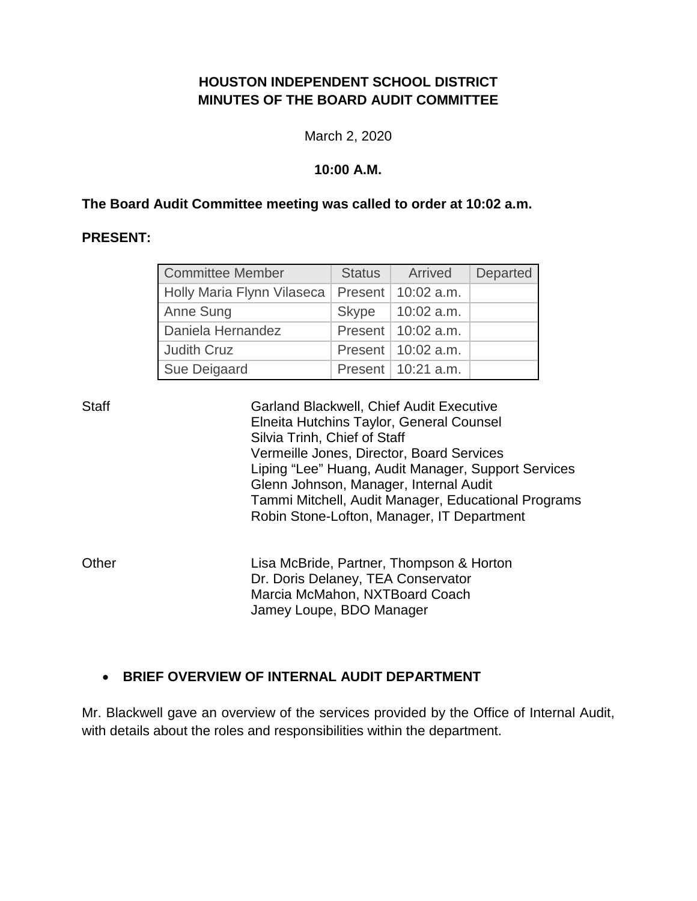**HOUSTON INDEPENDENT SCHOOL DISTRICT**
**MINUTES OF THE BOARD AUDIT COMMITTEE**

March 2, 2020

**10:00 A.M.**

**The Board Audit Committee meeting was called to order at 10:02 a.m.**

**PRESENT:**

| Committee Member | Status | Arrived | Departed |
|---|---|---|---|
| Holly Maria Flynn Vilaseca | Present | 10:02 a.m. | |
| Anne Sung | Skype | 10:02 a.m. | |
| Daniela Hernandez | Present | 10:02 a.m. | |
| Judith Cruz | Present | 10:02 a.m. | |
| Sue Deigaard | Present | 10:21 a.m. | |

Staff

Garland Blackwell, Chief Audit Executive
Elneita Hutchins Taylor, General Counsel
Silvia Trinh, Chief of Staff
Vermeille Jones, Director, Board Services
Liping "Lee" Huang, Audit Manager, Support Services
Glenn Johnson, Manager, Internal Audit
Tammi Mitchell, Audit Manager, Educational Programs
Robin Stone-Lofton, Manager, IT Department

Other

Lisa McBride, Partner, Thompson & Horton
Dr. Doris Delaney, TEA Conservator
Marcia McMahon, NXTBoard Coach
Jamey Loupe, BDO Manager

- **BRIEF OVERVIEW OF INTERNAL AUDIT DEPARTMENT**

Mr. Blackwell gave an overview of the services provided by the Office of Internal Audit, with details about the roles and responsibilities within the department.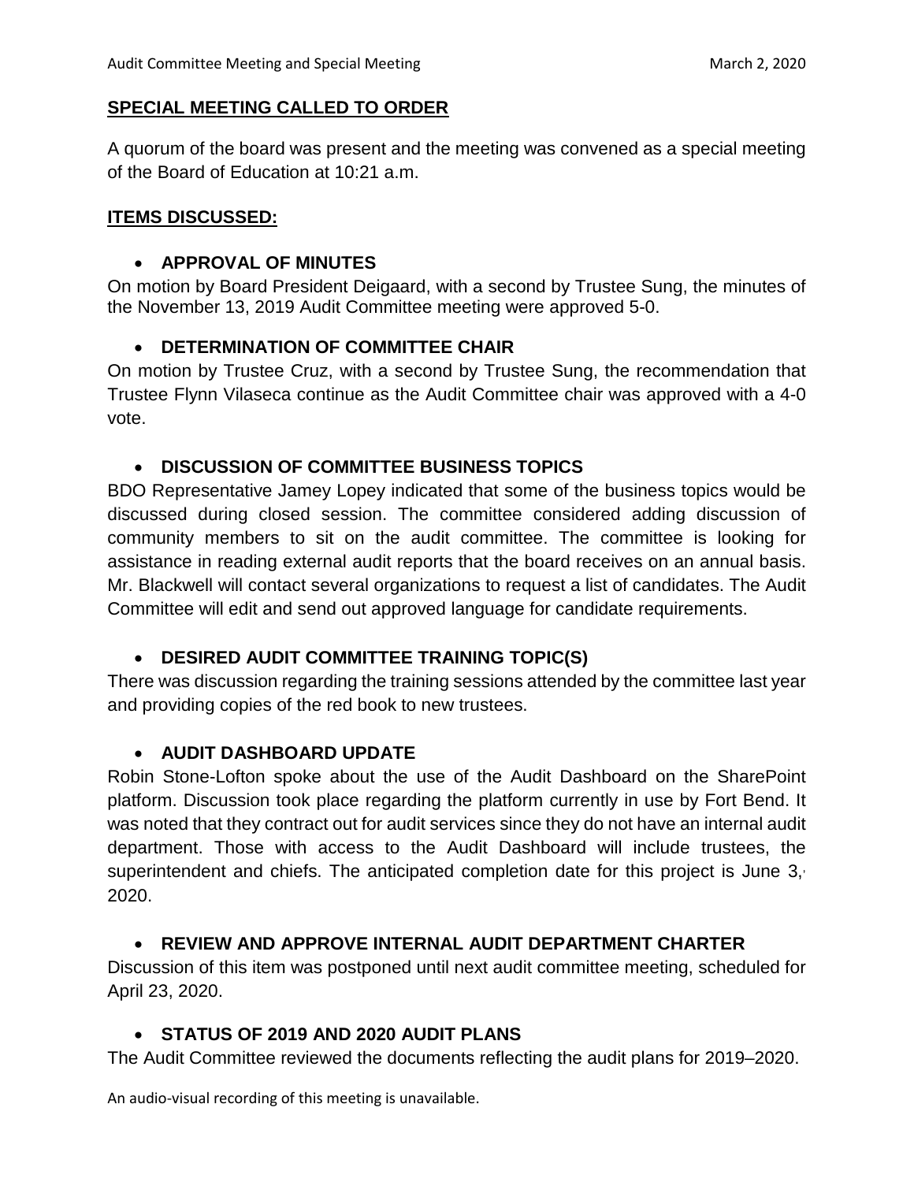## SPECIAL MEETING CALLED TO ORDER

A quorum of the board was present and the meeting was convened as a special meeting of the Board of Education at 10:21 a.m.

## ITEMS DISCUSSED:

- **APPROVAL OF MINUTES**

On motion by Board President Deigaard, with a second by Trustee Sung, the minutes of the November 13, 2019 Audit Committee meeting were approved 5-0.

- **DETERMINATION OF COMMITTEE CHAIR**

On motion by Trustee Cruz, with a second by Trustee Sung, the recommendation that Trustee Flynn Vilaseca continue as the Audit Committee chair was approved with a 4-0 vote.

- **DISCUSSION OF COMMITTEE BUSINESS TOPICS**

BDO Representative Jamey Lopey indicated that some of the business topics would be discussed during closed session. The committee considered adding discussion of community members to sit on the audit committee. The committee is looking for assistance in reading external audit reports that the board receives on an annual basis. Mr. Blackwell will contact several organizations to request a list of candidates. The Audit Committee will edit and send out approved language for candidate requirements.

- **DESIRED AUDIT COMMITTEE TRAINING TOPIC(S)**

There was discussion regarding the training sessions attended by the committee last year and providing copies of the red book to new trustees.

- **AUDIT DASHBOARD UPDATE**

Robin Stone-Lofton spoke about the use of the Audit Dashboard on the SharePoint platform. Discussion took place regarding the platform currently in use by Fort Bend. It was noted that they contract out for audit services since they do not have an internal audit department. Those with access to the Audit Dashboard will include trustees, the superintendent and chiefs. The anticipated completion date for this project is June 3, 2020.

- **REVIEW AND APPROVE INTERNAL AUDIT DEPARTMENT CHARTER**

Discussion of this item was postponed until next audit committee meeting, scheduled for April 23, 2020.

- **STATUS OF 2019 AND 2020 AUDIT PLANS**

The Audit Committee reviewed the documents reflecting the audit plans for 2019–2020.

An audio-visual recording of this meeting is unavailable.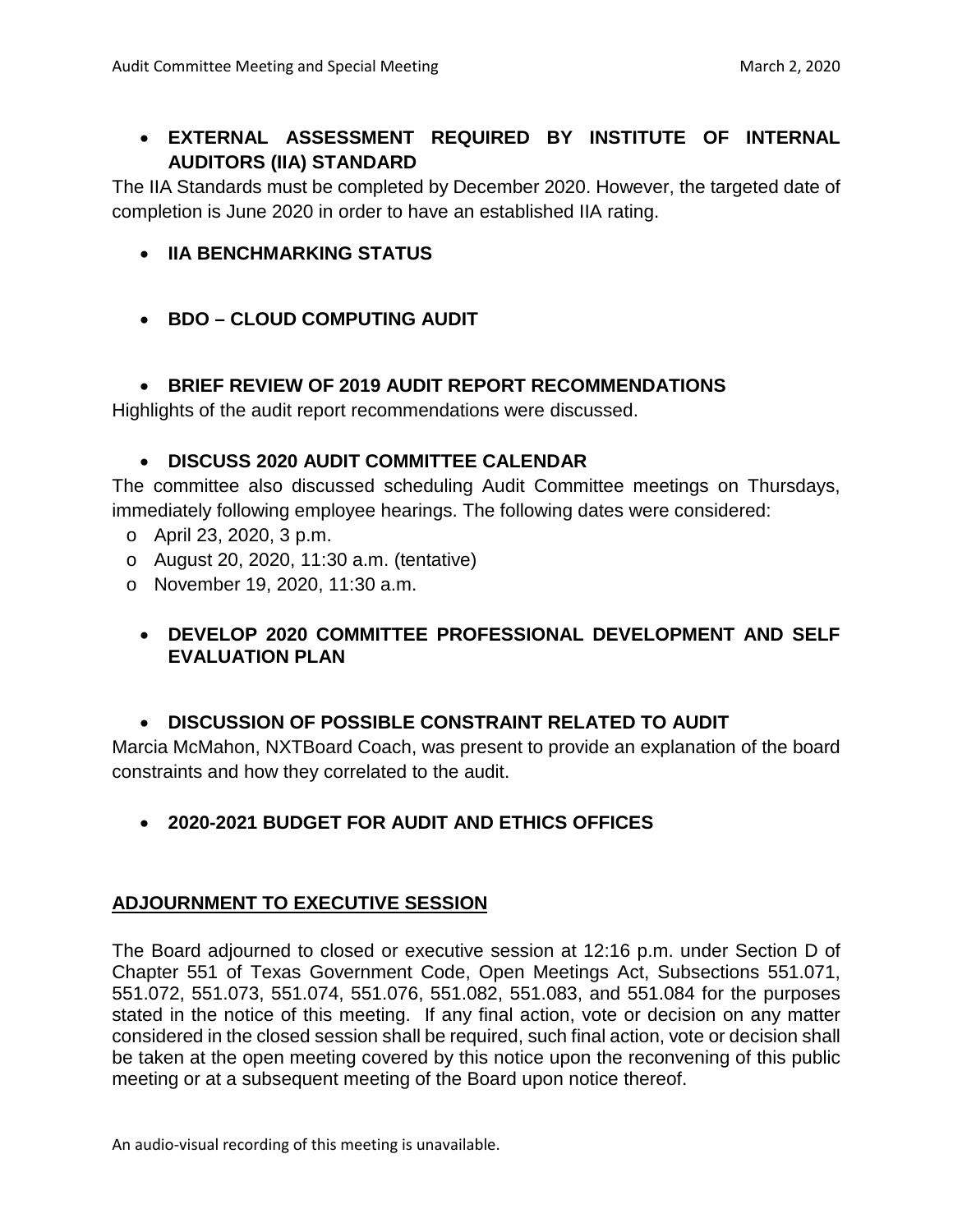- **EXTERNAL ASSESSMENT REQUIRED BY INSTITUTE OF INTERNAL AUDITORS (IIA) STANDARD**

The IIA Standards must be completed by December 2020. However, the targeted date of completion is June 2020 in order to have an established IIA rating.

- **IIA BENCHMARKING STATUS**

- **BDO – CLOUD COMPUTING AUDIT**

- **BRIEF REVIEW OF 2019 AUDIT REPORT RECOMMENDATIONS**

Highlights of the audit report recommendations were discussed.

- **DISCUSS 2020 AUDIT COMMITTEE CALENDAR**

The committee also discussed scheduling Audit Committee meetings on Thursdays, immediately following employee hearings. The following dates were considered:

- April 23, 2020, 3 p.m.
- August 20, 2020, 11:30 a.m. (tentative)
- November 19, 2020, 11:30 a.m.

- **DEVELOP 2020 COMMITTEE PROFESSIONAL DEVELOPMENT AND SELF EVALUATION PLAN**

- **DISCUSSION OF POSSIBLE CONSTRAINT RELATED TO AUDIT**

Marcia McMahon, NXTBoard Coach, was present to provide an explanation of the board constraints and how they correlated to the audit.

- **2020-2021 BUDGET FOR AUDIT AND ETHICS OFFICES**

## ADJOURNMENT TO EXECUTIVE SESSION

The Board adjourned to closed or executive session at 12:16 p.m. under Section D of Chapter 551 of Texas Government Code, Open Meetings Act, Subsections 551.071, 551.072, 551.073, 551.074, 551.076, 551.082, 551.083, and 551.084 for the purposes stated in the notice of this meeting. If any final action, vote or decision on any matter considered in the closed session shall be required, such final action, vote or decision shall be taken at the open meeting covered by this notice upon the reconvening of this public meeting or at a subsequent meeting of the Board upon notice thereof.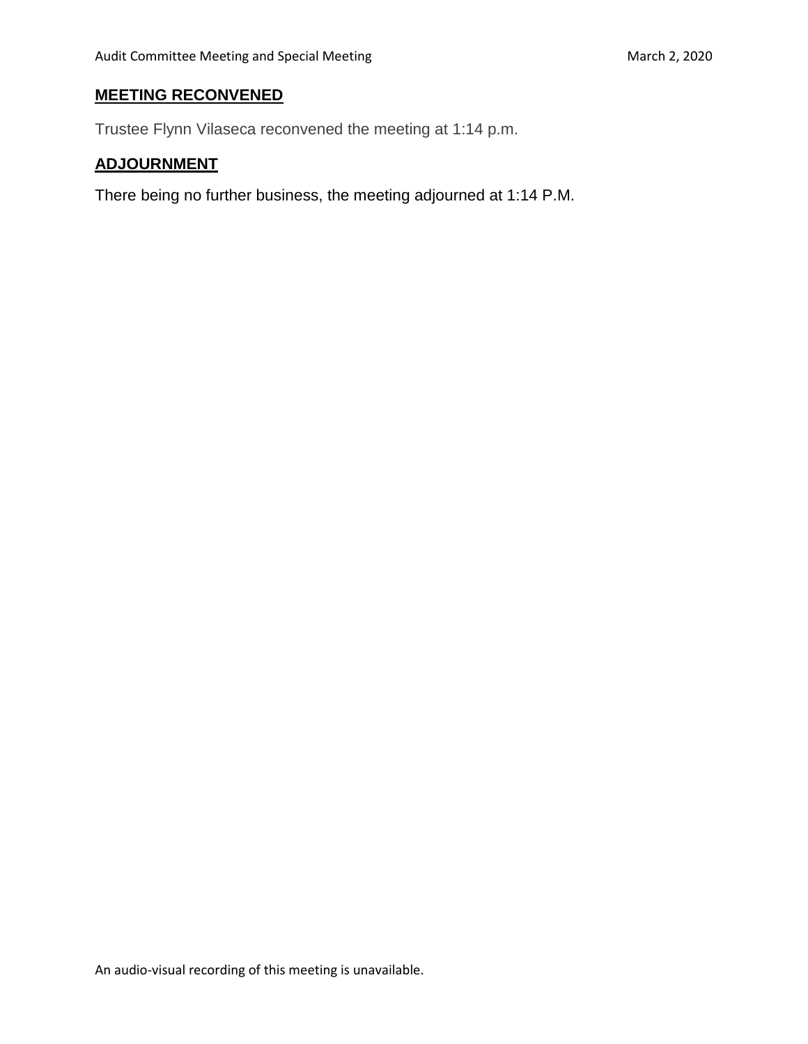## MEETING RECONVENED

Trustee Flynn Vilaseca reconvened the meeting at 1:14 p.m.

## ADJOURNMENT

There being no further business, the meeting adjourned at 1:14 P.M.

An audio-visual recording of this meeting is unavailable.